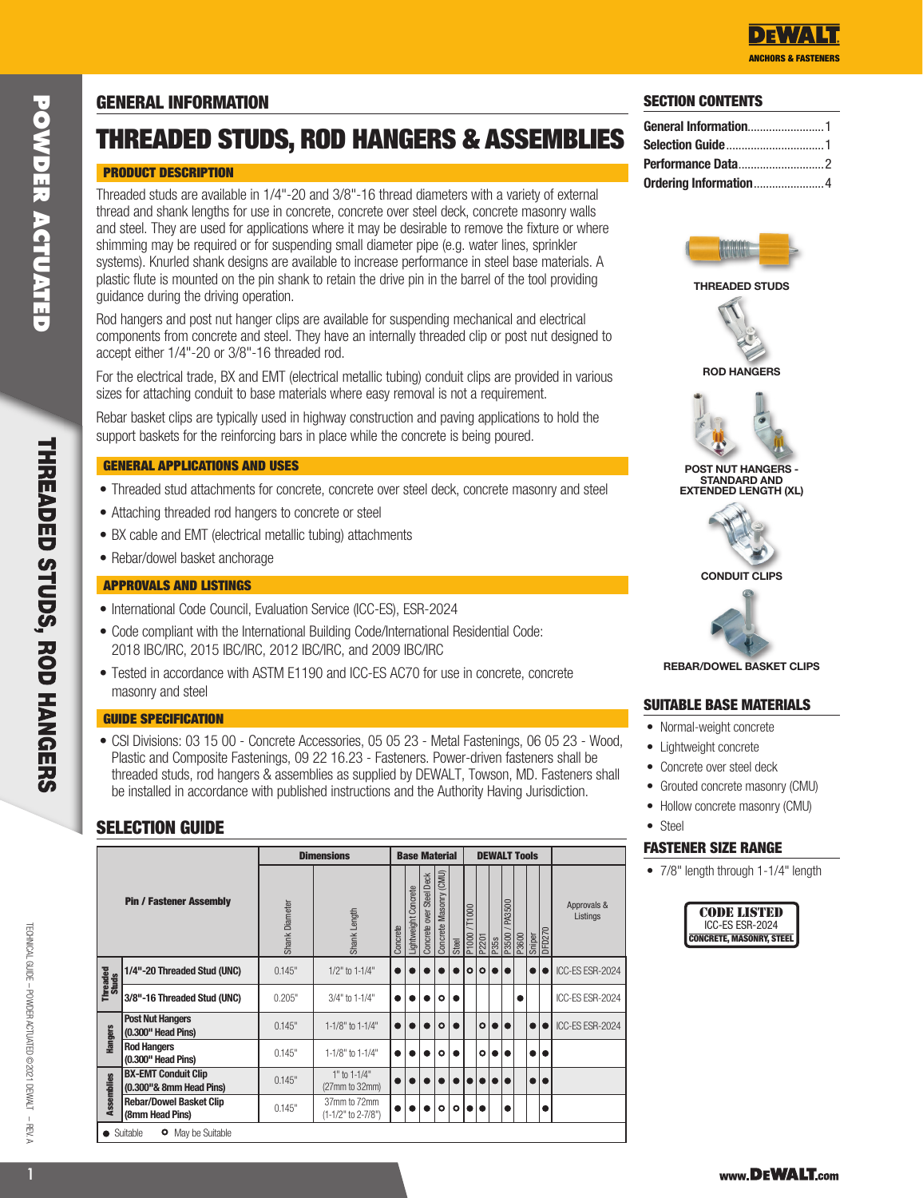# GENERAL INFORMATION

# THREADED STUDS, ROD HANGERS & ASSEMBLIES

## PRODUCT DESCRIPTION

Threaded studs are available in 1/4"-20 and 3/8"-16 thread diameters with a variety of external thread and shank lengths for use in concrete, concrete over steel deck, concrete masonry walls and steel. They are used for applications where it may be desirable to remove the fixture or where shimming may be required or for suspending small diameter pipe (e.g. water lines, sprinkler systems). Knurled shank designs are available to increase performance in steel base materials. A plastic flute is mounted on the pin shank to retain the drive pin in the barrel of the tool providing guidance during the driving operation.

Rod hangers and post nut hanger clips are available for suspending mechanical and electrical components from concrete and steel. They have an internally threaded clip or post nut designed to accept either 1/4"-20 or 3/8"-16 threaded rod.

For the electrical trade, BX and EMT (electrical metallic tubing) conduit clips are provided in various sizes for attaching conduit to base materials where easy removal is not a requirement.

Rebar basket clips are typically used in highway construction and paving applications to hold the support baskets for the reinforcing bars in place while the concrete is being poured.

## GENERAL APPLICATIONS AND USES

- Threaded stud attachments for concrete, concrete over steel deck, concrete masonry and steel
- Attaching threaded rod hangers to concrete or steel
- BX cable and EMT (electrical metallic tubing) attachments
- Rebar/dowel basket anchorage

## APPROVALS AND LISTINGS

- International Code Council, Evaluation Service (ICC-ES), ESR-2024
- Code compliant with the International Building Code/International Residential Code: 2018 IBC/IRC, 2015 IBC/IRC, 2012 IBC/IRC, and 2009 IBC/IRC
- Tested in accordance with ASTM E1190 and ICC-ES AC70 for use in concrete, concrete masonry and steel

## GUIDE SPECIFICATION

- CSI Divisions: 03 15 00 - Concrete Accessories, 05 05 23 - Metal Fastenings, 06 05 23 - Wood, Plastic and Composite Fastenings, 09 22 16.23 - Fasteners. Power-driven fasteners shall be threaded studs, rod hangers & assemblies as supplied by DEWALT, Towson, MD. Fasteners shall be installed in accordance with published instructions and the Authority Having Jurisdiction.

## SELECTION GUIDE

| Pin / Fastener Assembly | | Dimensions | | Base Material | | | | | DEWALT Tools | | | | | | | Approvals & Listings |
|---|---|---|---|---|---|---|---|---|---|---|---|---|---|---|---|---|
| | | Shank Diameter | Shank Length | Concrete | Lightweight Concrete | Concrete over Steel Deck | Concrete Masonry (CMU) | Steel | P1000 / T1000 | P2201 | P35s | P3500 / PA3500 | P3600 | Sniper | DFD270 | |
| Threaded Studs | 1/4"-20 Threaded Stud (UNC) | 0.145" | 1/2" to 1-1/4" | ● | ● | ● | ● | ● | ○ | ○ | ● | ● | | ● | ● | ICC-ES ESR-2024 |
| Threaded Studs | 3/8"-16 Threaded Stud (UNC) | 0.205" | 3/4" to 1-1/4" | ● | ● | ● | ○ | ● | | | | | ● | | | ICC-ES ESR-2024 |
| Hangers | Post Nut Hangers (0.300" Head Pins) | 0.145" | 1-1/8" to 1-1/4" | ● | ● | ● | ○ | ● | | ○ | ● | ● | | ● | ● | ICC-ES ESR-2024 |
| Hangers | Rod Hangers (0.300" Head Pins) | 0.145" | 1-1/8" to 1-1/4" | ● | ● | ● | ○ | ● | | ○ | ● | ● | | ● | ● | |
| Assemblies | BX-EMT Conduit Clip (0.300"& 8mm Head Pins) | 0.145" | 1" to 1-1/4" (27mm to 32mm) | ● | ● | ● | ● | ● | ● | ● | ● | ● | | ● | ● | |
| Assemblies | Rebar/Dowel Basket Clip (8mm Head Pins) | 0.145" | 37mm to 72mm (1-1/2" to 2-7/8") | ● | ● | ● | ○ | ○ | ● | ● | | ● | | | ● | |

● Suitable ○ May be Suitable

## SECTION CONTENTS

- General Information ........ 1
- Selection Guide ........ 1
- Performance Data ........ 2
- Ordering Information ........ 4

THREADED STUDS

ROD HANGERS

POST NUT HANGERS - STANDARD AND EXTENDED LENGTH (XL)

CONDUIT CLIPS

REBAR/DOWEL BASKET CLIPS

## SUITABLE BASE MATERIALS

- Normal-weight concrete
- Lightweight concrete
- Concrete over steel deck
- Grouted concrete masonry (CMU)
- Hollow concrete masonry (CMU)
- Steel

## FASTENER SIZE RANGE

- 7/8" length through 1-1/4" length

CODE LISTED
ICC-ES ESR-2024
CONCRETE, MASONRY, STEEL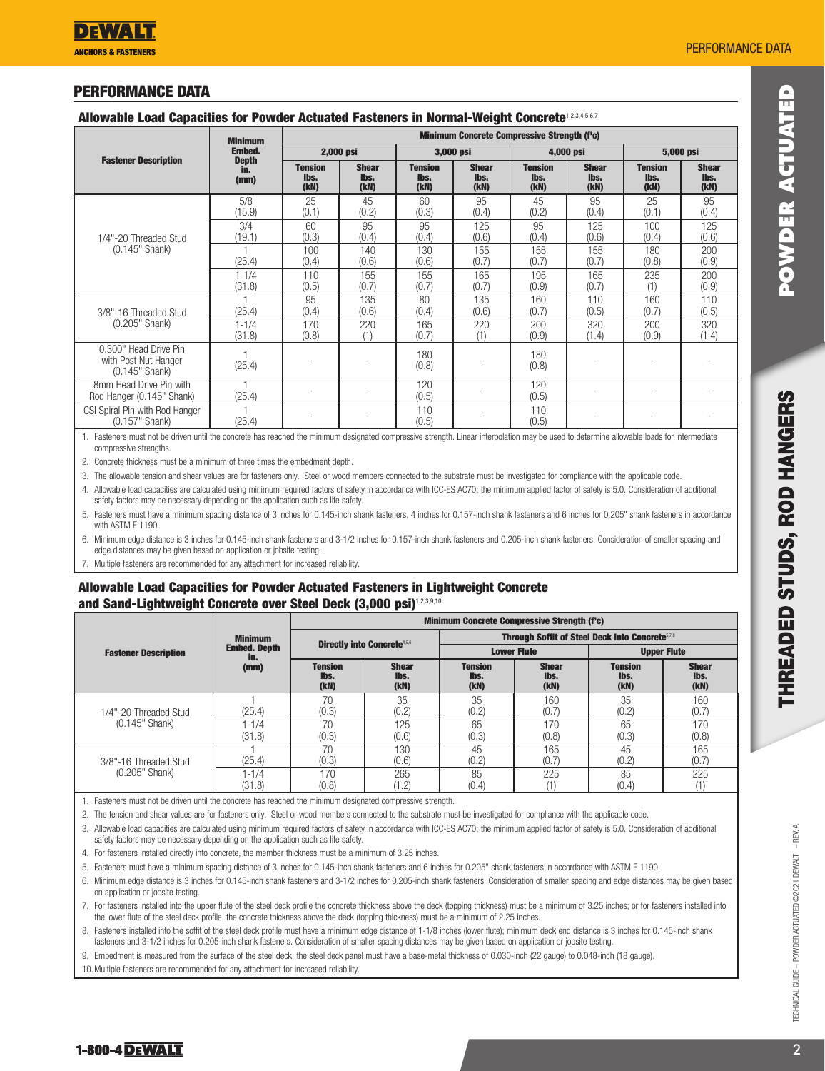## PERFORMANCE DATA

### Allowable Load Capacities for Powder Actuated Fasteners in Normal-Weight Concrete[1,2,3,4,5,6,7]

| Fastener Description | Minimum Embed. Depth in. (mm) | Minimum Concrete Compressive Strength (f'c) | | | | | | | |
|---|---|---|---|---|---|---|---|---|---|
| | | 2,000 psi | | 3,000 psi | | 4,000 psi | | 5,000 psi | |
| | | Tension lbs. (kN) | Shear lbs. (kN) | Tension lbs. (kN) | Shear lbs. (kN) | Tension lbs. (kN) | Shear lbs. (kN) | Tension lbs. (kN) | Shear lbs. (kN) |
| 1/4"-20 Threaded Stud (0.145" Shank) | 5/8 (15.9) | 25 (0.1) | 45 (0.2) | 60 (0.3) | 95 (0.4) | 45 (0.2) | 95 (0.4) | 25 (0.1) | 95 (0.4) |
| | 3/4 (19.1) | 60 (0.3) | 95 (0.4) | 95 (0.4) | 125 (0.6) | 95 (0.4) | 125 (0.6) | 100 (0.4) | 125 (0.6) |
| | 1 (25.4) | 100 (0.4) | 140 (0.6) | 130 (0.6) | 155 (0.7) | 155 (0.7) | 155 (0.7) | 180 (0.8) | 200 (0.9) |
| | 1-1/4 (31.8) | 110 (0.5) | 155 (0.7) | 155 (0.7) | 165 (0.7) | 195 (0.9) | 165 (0.7) | 235 (1) | 200 (0.9) |
| 3/8"-16 Threaded Stud (0.205" Shank) | 1 (25.4) | 95 (0.4) | 135 (0.6) | 80 (0.4) | 135 (0.6) | 160 (0.7) | 110 (0.5) | 160 (0.7) | 110 (0.5) |
| | 1-1/4 (31.8) | 170 (0.8) | 220 (1) | 165 (0.7) | 220 (1) | 200 (0.9) | 320 (1.4) | 200 (0.9) | 320 (1.4) |
| 0.300" Head Drive Pin with Post Nut Hanger (0.145" Shank) | 1 (25.4) | - | - | 180 (0.8) | - | 180 (0.8) | - | - | - |
| 8mm Head Drive Pin with Rod Hanger (0.145" Shank) | 1 (25.4) | - | - | 120 (0.5) | - | 120 (0.5) | - | - | - |
| CSI Spiral Pin with Rod Hanger (0.157" Shank) | 1 (25.4) | - | - | 110 (0.5) | - | 110 (0.5) | - | - | - |

1. Fasteners must not be driven until the concrete has reached the minimum designated compressive strength. Linear interpolation may be used to determine allowable loads for intermediate compressive strengths.
2. Concrete thickness must be a minimum of three times the embedment depth.
3. The allowable tension and shear values are for fasteners only. Steel or wood members connected to the substrate must be investigated for compliance with the applicable code.
4. Allowable load capacities are calculated using minimum required factors of safety in accordance with ICC-ES AC70; the minimum applied factor of safety is 5.0. Consideration of additional safety factors may be necessary depending on the application such as life safety.
5. Fasteners must have a minimum spacing distance of 3 inches for 0.145-inch shank fasteners, 4 inches for 0.157-inch shank fasteners and 6 inches for 0.205" shank fasteners in accordance with ASTM E 1190.
6. Minimum edge distance is 3 inches for 0.145-inch shank fasteners and 3-1/2 inches for 0.157-inch shank fasteners and 0.205-inch shank fasteners. Consideration of smaller spacing and edge distances may be given based on application or jobsite testing.
7. Multiple fasteners are recommended for any attachment for increased reliability.

### Allowable Load Capacities for Powder Actuated Fasteners in Lightweight Concrete and Sand-Lightweight Concrete over Steel Deck (3,000 psi)[1,2,3,9,10]

| Fastener Description | Minimum Embed. Depth in. (mm) | Minimum Concrete Compressive Strength (f'c) | | | | | |
|---|---|---|---|---|---|---|---|
| | | Directly into Concrete[4,5,6] | | Through Soffit of Steel Deck into Concrete[5,7,8] | | | |
| | | | | Lower Flute | | Upper Flute | |
| | | Tension lbs. (kN) | Shear lbs. (kN) | Tension lbs. (kN) | Shear lbs. (kN) | Tension lbs. (kN) | Shear lbs. (kN) |
| 1/4"-20 Threaded Stud (0.145" Shank) | 1 (25.4) | 70 (0.3) | 35 (0.2) | 35 (0.2) | 160 (0.7) | 35 (0.2) | 160 (0.7) |
| | 1-1/4 (31.8) | 70 (0.3) | 125 (0.6) | 65 (0.3) | 170 (0.8) | 65 (0.3) | 170 (0.8) |
| 3/8"-16 Threaded Stud (0.205" Shank) | 1 (25.4) | 70 (0.3) | 130 (0.6) | 45 (0.2) | 165 (0.7) | 45 (0.2) | 165 (0.7) |
| | 1-1/4 (31.8) | 170 (0.8) | 265 (1.2) | 85 (0.4) | 225 (1) | 85 (0.4) | 225 (1) |

1. Fasteners must not be driven until the concrete has reached the minimum designated compressive strength.
2. The tension and shear values are for fasteners only. Steel or wood members connected to the substrate must be investigated for compliance with the applicable code.
3. Allowable load capacities are calculated using minimum required factors of safety in accordance with ICC-ES AC70; the minimum applied factor of safety is 5.0. Consideration of additional safety factors may be necessary depending on the application such as life safety.
4. For fasteners installed directly into concrete, the member thickness must be a minimum of 3.25 inches.
5. Fasteners must have a minimum spacing distance of 3 inches for 0.145-inch shank fasteners and 6 inches for 0.205" shank fasteners in accordance with ASTM E 1190.
6. Minimum edge distance is 3 inches for 0.145-inch shank fasteners and 3-1/2 inches for 0.205-inch shank fasteners. Consideration of smaller spacing and edge distances may be given based on application or jobsite testing.
7. For fasteners installed into the upper flute of the steel deck profile the concrete thickness above the deck (topping thickness) must be a minimum of 3.25 inches; or for fasteners installed into the lower flute of the steel deck profile, the concrete thickness above the deck (topping thickness) must be a minimum of 2.25 inches.
8. Fasteners installed into the soffit of the steel deck profile must have a minimum edge distance of 1-1/8 inches (lower flute); minimum deck end distance is 3 inches for 0.145-inch shank fasteners and 3-1/2 inches for 0.205-inch shank fasteners. Consideration of smaller spacing distances may be given based on application or jobsite testing.
9. Embedment is measured from the surface of the steel deck; the steel deck panel must have a base-metal thickness of 0.030-inch (22 gauge) to 0.048-inch (18 gauge).
10. Multiple fasteners are recommended for any attachment for increased reliability.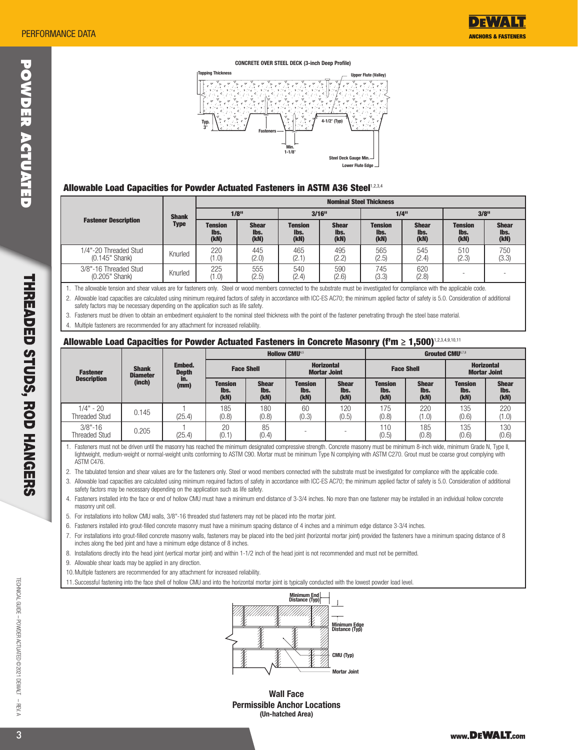**CONCRETE OVER STEEL DECK (3-inch Deep Profile)**

Topping Thickness | Upper Flute (Valley) | Typ. 3" | Fasteners | 4-1/2" (Typ) | Min. 1-1/8" | Steel Deck Gauge Min. | Lower Flute Edge

### Allowable Load Capacities for Powder Actuated Fasteners in ASTM A36 Steel[1,2,3,4]

| Fastener Description | Shank Type | Nominal Steel Thickness | | | | | | | |
|---|---|---|---|---|---|---|---|---|---|
| | | 1/8" | | 3/16" | | 1/4" | | 3/8" | |
| | | Tension lbs. (kN) | Shear lbs. (kN) | Tension lbs. (kN) | Shear lbs. (kN) | Tension lbs. (kN) | Shear lbs. (kN) | Tension lbs. (kN) | Shear lbs. (kN) |
| 1/4"-20 Threaded Stud (0.145" Shank) | Knurled | 220 (1.0) | 445 (2.0) | 465 (2.1) | 495 (2.2) | 565 (2.5) | 545 (2.4) | 510 (2.3) | 750 (3.3) |
| 3/8"-16 Threaded Stud (0.205" Shank) | Knurled | 225 (1.0) | 555 (2.5) | 540 (2.4) | 590 (2.6) | 745 (3.3) | 620 (2.8) | - | - |

1. The allowable tension and shear values are for fasteners only. Steel or wood members connected to the substrate must be investigated for compliance with the applicable code.
2. Allowable load capacities are calculated using minimum required factors of safety in accordance with ICC-ES AC70; the minimum applied factor of safety is 5.0. Consideration of additional safety factors may be necessary depending on the application such as life safety.
3. Fasteners must be driven to obtain an embedment equivalent to the nominal steel thickness with the point of the fastener penetrating through the steel base material.
4. Multiple fasteners are recommended for any attachment for increased reliability.

### Allowable Load Capacities for Powder Actuated Fasteners in Concrete Masonry (f'm ≥ 1,500)[1,2,3,4,9,10,11]

| Fastener Description | Shank Diameter (inch) | Embed. Depth in. (mm) | Hollow CMU[4,5] | | | | Grouted CMU[6,7,8] | | | |
|---|---|---|---|---|---|---|---|---|---|---|
| | | | Face Shell | | Horizontal Mortar Joint | | Face Shell | | Horizontal Mortar Joint | |
| | | | Tension lbs. (kN) | Shear lbs. (kN) | Tension lbs. (kN) | Shear lbs. (kN) | Tension lbs. (kN) | Shear lbs. (kN) | Tension lbs. (kN) | Shear lbs. (kN) |
| 1/4" - 20 Threaded Stud | 0.145 | 1 (25.4) | 185 (0.8) | 180 (0.8) | 60 (0.3) | 120 (0.5) | 175 (0.8) | 220 (1.0) | 135 (0.6) | 220 (1.0) |
| 3/8"-16 Threaded Stud | 0.205 | 1 (25.4) | 20 (0.1) | 85 (0.4) | - | - | 110 (0.5) | 185 (0.8) | 135 (0.6) | 130 (0.6) |

1. Fasteners must not be driven until the masonry has reached the minimum designated compressive strength. Concrete masonry must be minimum 8-inch wide, minimum Grade N, Type II, lightweight, medium-weight or normal-weight units conforming to ASTM C90. Mortar must be minimum Type N complying with ASTM C270. Grout must be coarse grout complying with ASTM C476.
2. The tabulated tension and shear values are for the fasteners only. Steel or wood members connected with the substrate must be investigated for compliance with the applicable code.
3. Allowable load capacities are calculated using minimum required factors of safety in accordance with ICC-ES AC70; the minimum applied factor of safety is 5.0. Consideration of additional safety factors may be necessary depending on the application such as life safety.
4. Fasteners installed into the face or end of hollow CMU must have a minimum end distance of 3-3/4 inches. No more than one fastener may be installed in an individual hollow concrete masonry unit cell.
5. For installations into hollow CMU walls, 3/8"-16 threaded stud fasteners may not be placed into the mortar joint.
6. Fasteners installed into grout-filled concrete masonry must have a minimum spacing distance of 4 inches and a minimum edge distance 3-3/4 inches.
7. For installations into grout-filled concrete masonry walls, fasteners may be placed into the bed joint (horizontal mortar joint) provided the fasteners have a minimum spacing distance of 8 inches along the bed joint and have a minimum edge distance of 8 inches.
8. Installations directly into the head joint (vertical mortar joint) and within 1-1/2 inch of the head joint is not recommended and must not be permitted.
9. Allowable shear loads may be applied in any direction.
10. Multiple fasteners are recommended for any attachment for increased reliability.
11. Successful fastening into the face shell of hollow CMU and into the horizontal mortar joint is typically conducted with the lowest powder load level.

Minimum End Distance (Typ) | Minimum Edge Distance (Typ) | CMU (Typ) | Mortar Joint

**Wall Face**
**Permissible Anchor Locations**
**(Un-hatched Area)**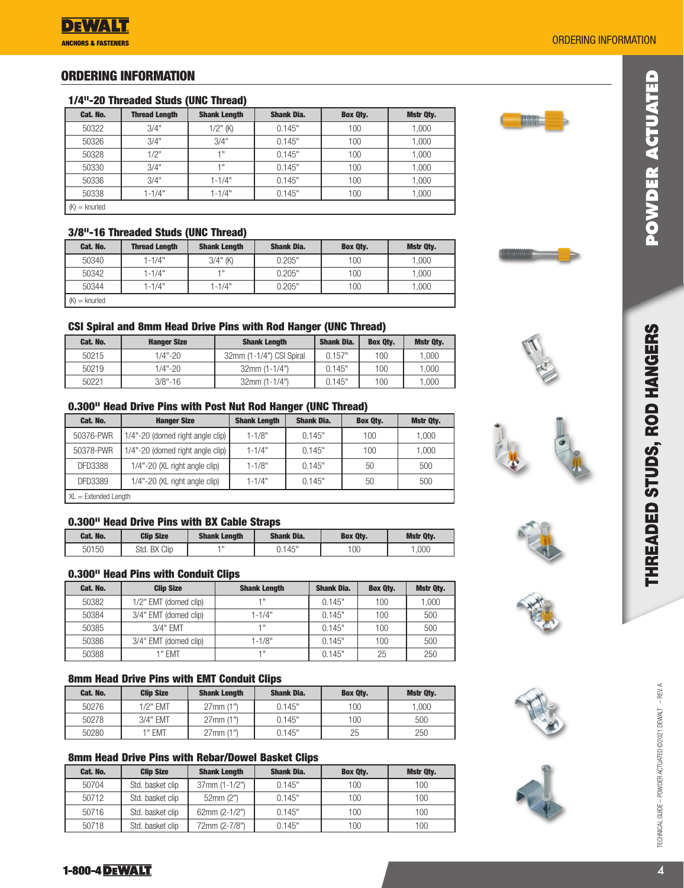## ORDERING INFORMATION

### 1/4"-20 Threaded Studs (UNC Thread)

| Cat. No. | Thread Length | Shank Length | Shank Dia. | Box Qty. | Mstr Qty. |
|---|---|---|---|---|---|
| 50322 | 3/4" | 1/2" (K) | 0.145" | 100 | 1,000 |
| 50326 | 3/4" | 3/4" | 0.145" | 100 | 1,000 |
| 50328 | 1/2" | 1" | 0.145" | 100 | 1,000 |
| 50330 | 3/4" | 1" | 0.145" | 100 | 1,000 |
| 50336 | 3/4" | 1-1/4" | 0.145" | 100 | 1,000 |
| 50338 | 1-1/4" | 1-1/4" | 0.145" | 100 | 1,000 |

(K) = knurled

### 3/8"-16 Threaded Studs (UNC Thread)

| Cat. No. | Thread Length | Shank Length | Shank Dia. | Box Qty. | Mstr Qty. |
|---|---|---|---|---|---|
| 50340 | 1-1/4" | 3/4" (K) | 0.205" | 100 | 1,000 |
| 50342 | 1-1/4" | 1" | 0.205" | 100 | 1,000 |
| 50344 | 1-1/4" | 1-1/4" | 0.205" | 100 | 1,000 |

(K) = knurled

### CSI Spiral and 8mm Head Drive Pins with Rod Hanger (UNC Thread)

| Cat. No. | Hanger Size | Shank Length | Shank Dia. | Box Qty. | Mstr Qty. |
|---|---|---|---|---|---|
| 50215 | 1/4"-20 | 32mm (1-1/4") CSI Spiral | 0.157" | 100 | 1,000 |
| 50219 | 1/4"-20 | 32mm (1-1/4") | 0.145" | 100 | 1,000 |
| 50221 | 3/8"-16 | 32mm (1-1/4") | 0.145" | 100 | 1,000 |

### 0.300" Head Drive Pins with Post Nut Rod Hanger (UNC Thread)

| Cat. No. | Hanger Size | Shank Length | Shank Dia. | Box Qty. | Mstr Qty. |
|---|---|---|---|---|---|
| 50376-PWR | 1/4"-20 (domed right angle clip) | 1-1/8" | 0.145" | 100 | 1,000 |
| 50378-PWR | 1/4"-20 (domed right angle clip) | 1-1/4" | 0.145" | 100 | 1,000 |
| DFD3388 | 1/4"-20 (XL right angle clip) | 1-1/8" | 0.145" | 50 | 500 |
| DFD3389 | 1/4"-20 (XL right angle clip) | 1-1/4" | 0.145" | 50 | 500 |

XL = Extended Length

### 0.300" Head Drive Pins with BX Cable Straps

| Cat. No. | Clip Size | Shank Length | Shank Dia. | Box Qty. | Mstr Qty. |
|---|---|---|---|---|---|
| 50150 | Std. BX Clip | 1" | 0.145" | 100 | 1,000 |

### 0.300" Head Pins with Conduit Clips

| Cat. No. | Clip Size | Shank Length | Shank Dia. | Box Qty. | Mstr Qty. |
|---|---|---|---|---|---|
| 50382 | 1/2" EMT (domed clip) | 1" | 0.145" | 100 | 1,000 |
| 50384 | 3/4" EMT (domed clip) | 1-1/4" | 0.145" | 100 | 500 |
| 50385 | 3/4" EMT | 1" | 0.145" | 100 | 500 |
| 50386 | 3/4" EMT (domed clip) | 1-1/8" | 0.145" | 100 | 500 |
| 50388 | 1" EMT | 1" | 0.145" | 25 | 250 |

### 8mm Head Drive Pins with EMT Conduit Clips

| Cat. No. | Clip Size | Shank Length | Shank Dia. | Box Qty. | Mstr Qty. |
|---|---|---|---|---|---|
| 50276 | 1/2" EMT | 27mm (1") | 0.145" | 100 | 1,000 |
| 50278 | 3/4" EMT | 27mm (1") | 0.145" | 100 | 500 |
| 50280 | 1" EMT | 27mm (1") | 0.145" | 25 | 250 |

### 8mm Head Drive Pins with Rebar/Dowel Basket Clips

| Cat. No. | Clip Size | Shank Length | Shank Dia. | Box Qty. | Mstr Qty. |
|---|---|---|---|---|---|
| 50704 | Std. basket clip | 37mm (1-1/2") | 0.145" | 100 | 100 |
| 50712 | Std. basket clip | 52mm (2") | 0.145" | 100 | 100 |
| 50716 | Std. basket clip | 62mm (2-1/2") | 0.145" | 100 | 100 |
| 50718 | Std. basket clip | 72mm (2-7/8") | 0.145" | 100 | 100 |